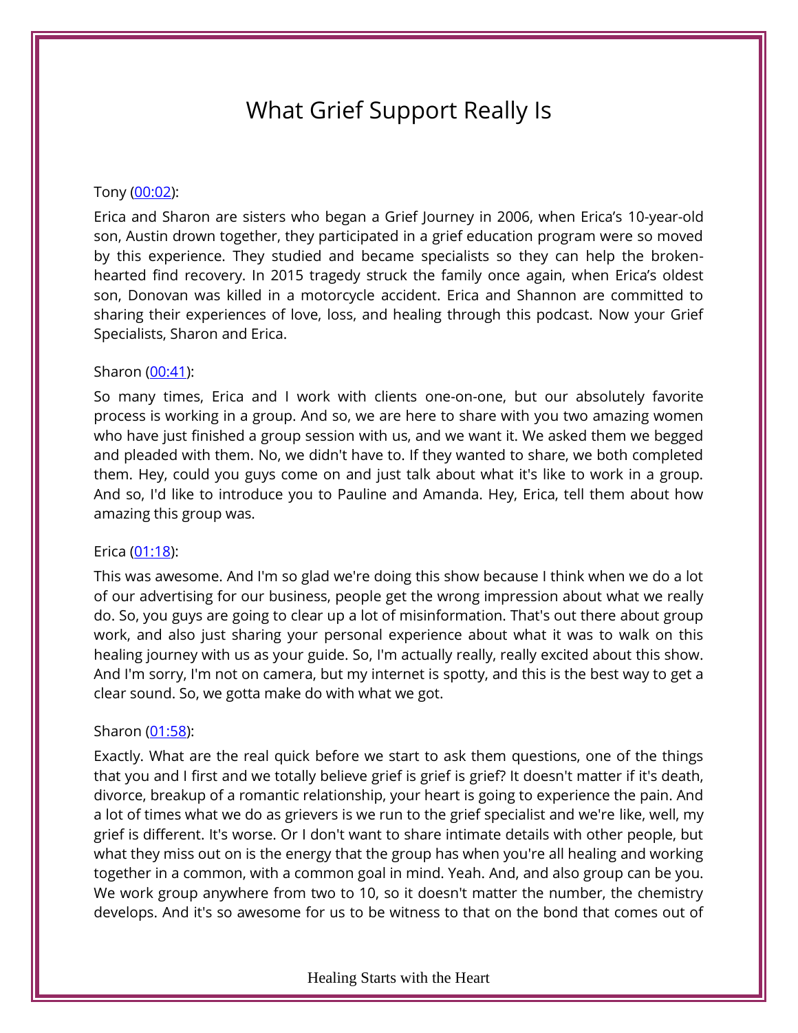# What Grief Support Really Is

Tony ([00:02](#)):

Erica and Sharon are sisters who began a Grief Journey in 2006, when Erica's 10-year-old son, Austin drown together, they participated in a grief education program were so moved by this experience. They studied and became specialists so they can help the broken-hearted find recovery. In 2015 tragedy struck the family once again, when Erica's oldest son, Donovan was killed in a motorcycle accident. Erica and Shannon are committed to sharing their experiences of love, loss, and healing through this podcast. Now your Grief Specialists, Sharon and Erica.

Sharon ([00:41](#)):

So many times, Erica and I work with clients one-on-one, but our absolutely favorite process is working in a group. And so, we are here to share with you two amazing women who have just finished a group session with us, and we want it. We asked them we begged and pleaded with them. No, we didn't have to. If they wanted to share, we both completed them. Hey, could you guys come on and just talk about what it's like to work in a group. And so, I'd like to introduce you to Pauline and Amanda. Hey, Erica, tell them about how amazing this group was.

Erica ([01:18](#)):

This was awesome. And I'm so glad we're doing this show because I think when we do a lot of our advertising for our business, people get the wrong impression about what we really do. So, you guys are going to clear up a lot of misinformation. That's out there about group work, and also just sharing your personal experience about what it was to walk on this healing journey with us as your guide. So, I'm actually really, really excited about this show. And I'm sorry, I'm not on camera, but my internet is spotty, and this is the best way to get a clear sound. So, we gotta make do with what we got.

Sharon ([01:58](#)):

Exactly. What are the real quick before we start to ask them questions, one of the things that you and I first and we totally believe grief is grief is grief? It doesn't matter if it's death, divorce, breakup of a romantic relationship, your heart is going to experience the pain. And a lot of times what we do as grievers is we run to the grief specialist and we're like, well, my grief is different. It's worse. Or I don't want to share intimate details with other people, but what they miss out on is the energy that the group has when you're all healing and working together in a common, with a common goal in mind. Yeah. And, and also group can be you. We work group anywhere from two to 10, so it doesn't matter the number, the chemistry develops. And it's so awesome for us to be witness to that on the bond that comes out of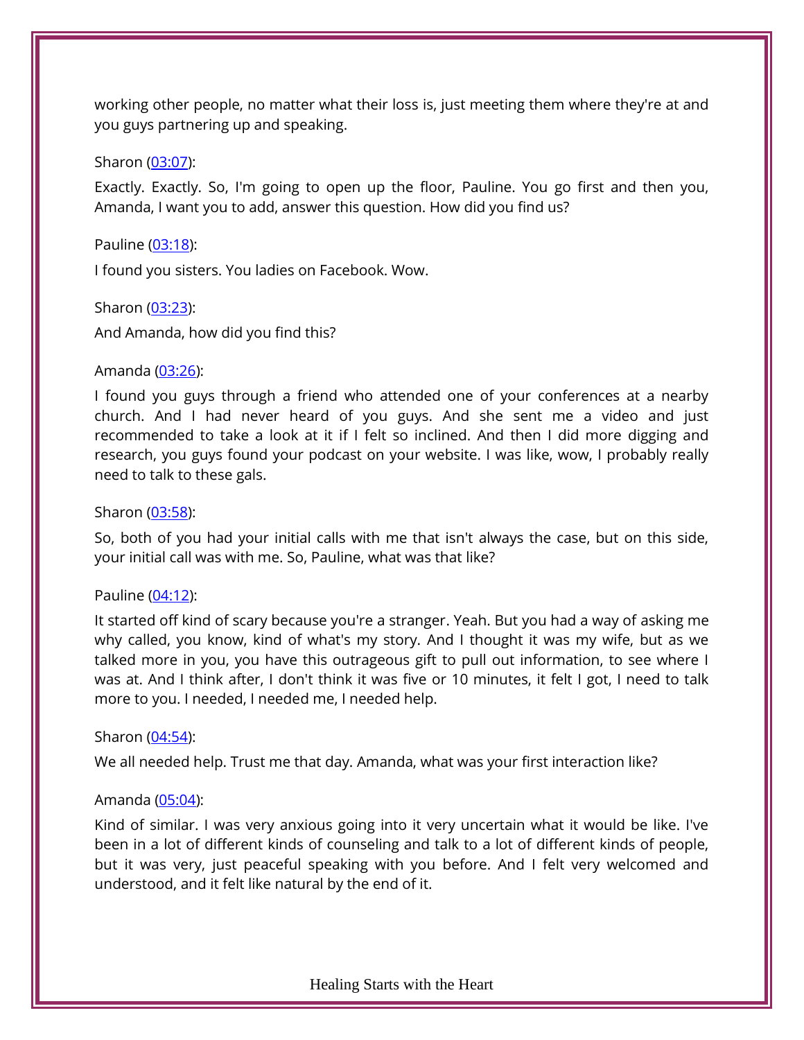working other people, no matter what their loss is, just meeting them where they're at and you guys partnering up and speaking.

Sharon (03:07):

Exactly. Exactly. So, I'm going to open up the floor, Pauline. You go first and then you, Amanda, I want you to add, answer this question. How did you find us?

Pauline (03:18):

I found you sisters. You ladies on Facebook. Wow.

Sharon (03:23):

And Amanda, how did you find this?

Amanda (03:26):

I found you guys through a friend who attended one of your conferences at a nearby church. And I had never heard of you guys. And she sent me a video and just recommended to take a look at it if I felt so inclined. And then I did more digging and research, you guys found your podcast on your website. I was like, wow, I probably really need to talk to these gals.

Sharon (03:58):

So, both of you had your initial calls with me that isn't always the case, but on this side, your initial call was with me. So, Pauline, what was that like?

Pauline (04:12):

It started off kind of scary because you're a stranger. Yeah. But you had a way of asking me why called, you know, kind of what's my story. And I thought it was my wife, but as we talked more in you, you have this outrageous gift to pull out information, to see where I was at. And I think after, I don't think it was five or 10 minutes, it felt I got, I need to talk more to you. I needed, I needed me, I needed help.

Sharon (04:54):

We all needed help. Trust me that day. Amanda, what was your first interaction like?

Amanda (05:04):

Kind of similar. I was very anxious going into it very uncertain what it would be like. I've been in a lot of different kinds of counseling and talk to a lot of different kinds of people, but it was very, just peaceful speaking with you before. And I felt very welcomed and understood, and it felt like natural by the end of it.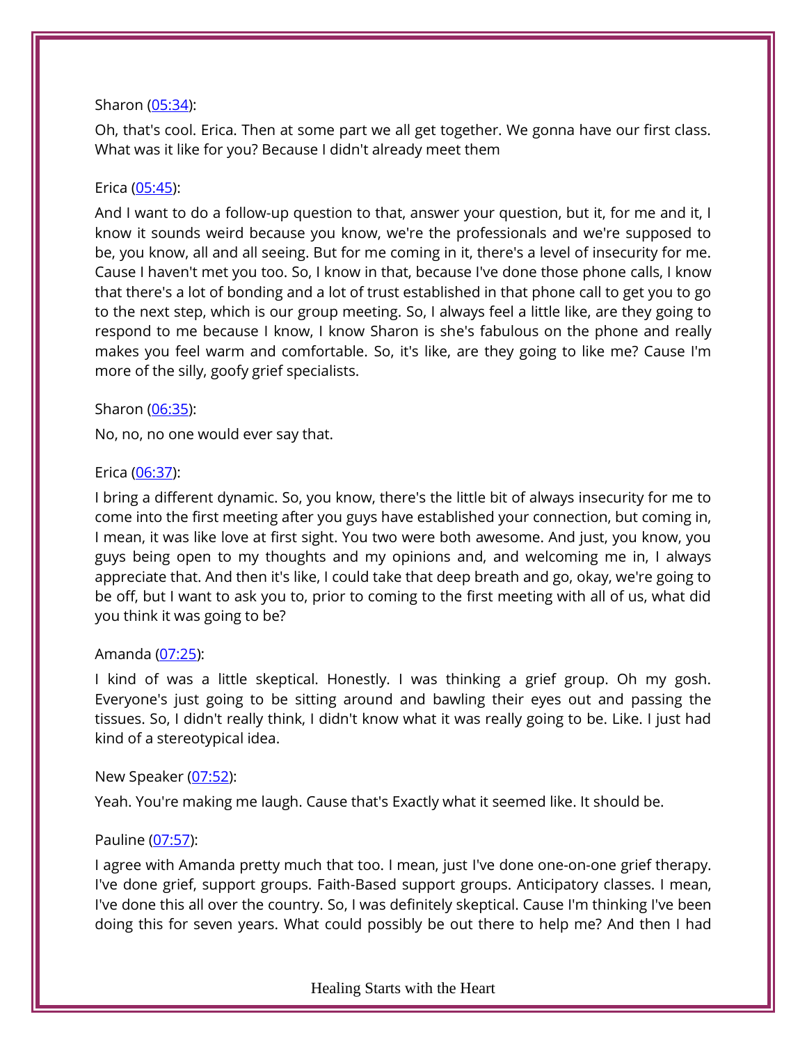Sharon ([05:34](#)):

Oh, that's cool. Erica. Then at some part we all get together. We gonna have our first class. What was it like for you? Because I didn't already meet them

Erica ([05:45](#)):

And I want to do a follow-up question to that, answer your question, but it, for me and it, I know it sounds weird because you know, we're the professionals and we're supposed to be, you know, all and all seeing. But for me coming in it, there's a level of insecurity for me. Cause I haven't met you too. So, I know in that, because I've done those phone calls, I know that there's a lot of bonding and a lot of trust established in that phone call to get you to go to the next step, which is our group meeting. So, I always feel a little like, are they going to respond to me because I know, I know Sharon is she's fabulous on the phone and really makes you feel warm and comfortable. So, it's like, are they going to like me? Cause I'm more of the silly, goofy grief specialists.

Sharon ([06:35](#)):

No, no, no one would ever say that.

Erica ([06:37](#)):

I bring a different dynamic. So, you know, there's the little bit of always insecurity for me to come into the first meeting after you guys have established your connection, but coming in, I mean, it was like love at first sight. You two were both awesome. And just, you know, you guys being open to my thoughts and my opinions and, and welcoming me in, I always appreciate that. And then it's like, I could take that deep breath and go, okay, we're going to be off, but I want to ask you to, prior to coming to the first meeting with all of us, what did you think it was going to be?

Amanda ([07:25](#)):

I kind of was a little skeptical. Honestly. I was thinking a grief group. Oh my gosh. Everyone's just going to be sitting around and bawling their eyes out and passing the tissues. So, I didn't really think, I didn't know what it was really going to be. Like. I just had kind of a stereotypical idea.

New Speaker ([07:52](#)):

Yeah. You're making me laugh. Cause that's Exactly what it seemed like. It should be.

Pauline ([07:57](#)):

I agree with Amanda pretty much that too. I mean, just I've done one-on-one grief therapy. I've done grief, support groups. Faith-Based support groups. Anticipatory classes. I mean, I've done this all over the country. So, I was definitely skeptical. Cause I'm thinking I've been doing this for seven years. What could possibly be out there to help me? And then I had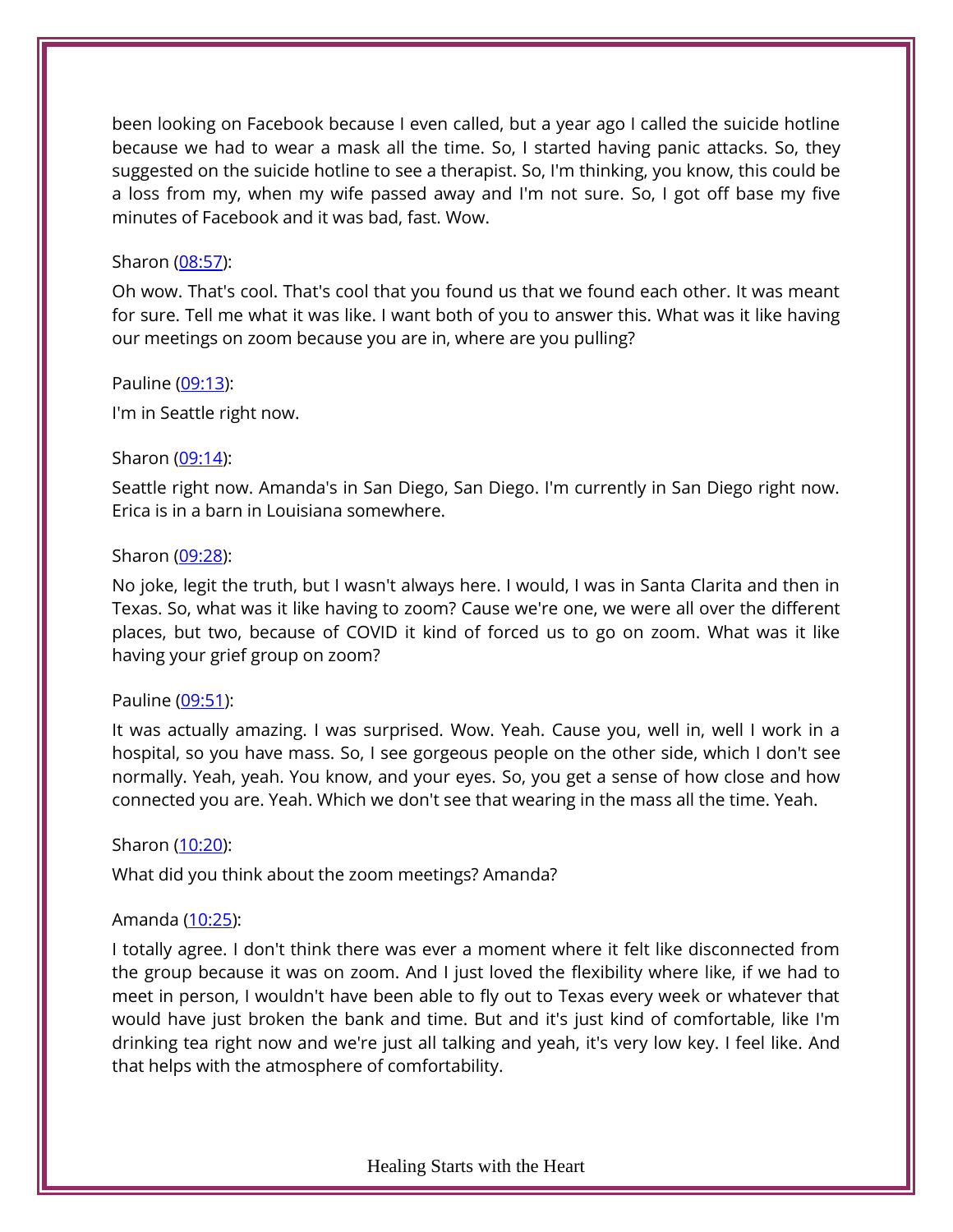been looking on Facebook because I even called, but a year ago I called the suicide hotline because we had to wear a mask all the time. So, I started having panic attacks. So, they suggested on the suicide hotline to see a therapist. So, I'm thinking, you know, this could be a loss from my, when my wife passed away and I'm not sure. So, I got off base my five minutes of Facebook and it was bad, fast. Wow.

Sharon ([08:57](#)):

Oh wow. That's cool. That's cool that you found us that we found each other. It was meant for sure. Tell me what it was like. I want both of you to answer this. What was it like having our meetings on zoom because you are in, where are you pulling?

Pauline ([09:13](#)):

I'm in Seattle right now.

Sharon ([09:14](#)):

Seattle right now. Amanda's in San Diego, San Diego. I'm currently in San Diego right now. Erica is in a barn in Louisiana somewhere.

Sharon ([09:28](#)):

No joke, legit the truth, but I wasn't always here. I would, I was in Santa Clarita and then in Texas. So, what was it like having to zoom? Cause we're one, we were all over the different places, but two, because of COVID it kind of forced us to go on zoom. What was it like having your grief group on zoom?

Pauline ([09:51](#)):

It was actually amazing. I was surprised. Wow. Yeah. Cause you, well in, well I work in a hospital, so you have mass. So, I see gorgeous people on the other side, which I don't see normally. Yeah, yeah. You know, and your eyes. So, you get a sense of how close and how connected you are. Yeah. Which we don't see that wearing in the mass all the time. Yeah.

Sharon ([10:20](#)):

What did you think about the zoom meetings? Amanda?

Amanda ([10:25](#)):

I totally agree. I don't think there was ever a moment where it felt like disconnected from the group because it was on zoom. And I just loved the flexibility where like, if we had to meet in person, I wouldn't have been able to fly out to Texas every week or whatever that would have just broken the bank and time. But and it's just kind of comfortable, like I'm drinking tea right now and we're just all talking and yeah, it's very low key. I feel like. And that helps with the atmosphere of comfortability.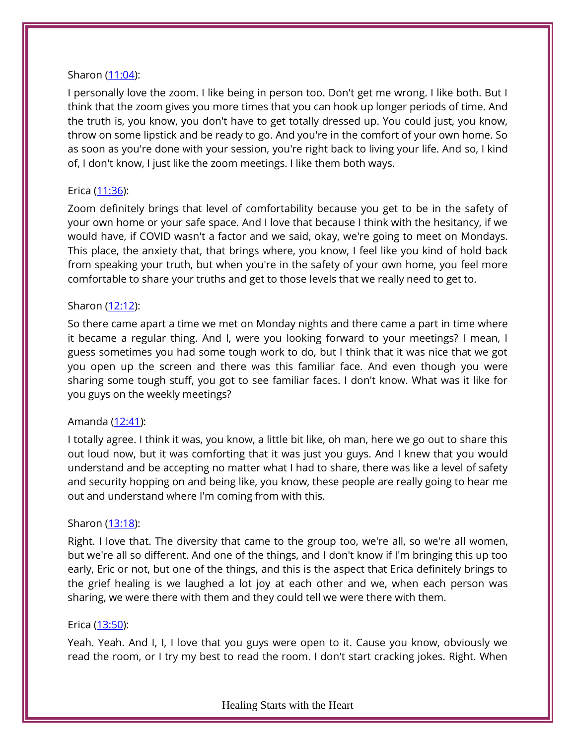Sharon ([11:04](#)):

I personally love the zoom. I like being in person too. Don't get me wrong. I like both. But I think that the zoom gives you more times that you can hook up longer periods of time. And the truth is, you know, you don't have to get totally dressed up. You could just, you know, throw on some lipstick and be ready to go. And you're in the comfort of your own home. So as soon as you're done with your session, you're right back to living your life. And so, I kind of, I don't know, I just like the zoom meetings. I like them both ways.

Erica ([11:36](#)):

Zoom definitely brings that level of comfortability because you get to be in the safety of your own home or your safe space. And I love that because I think with the hesitancy, if we would have, if COVID wasn't a factor and we said, okay, we're going to meet on Mondays. This place, the anxiety that, that brings where, you know, I feel like you kind of hold back from speaking your truth, but when you're in the safety of your own home, you feel more comfortable to share your truths and get to those levels that we really need to get to.

Sharon ([12:12](#)):

So there came apart a time we met on Monday nights and there came a part in time where it became a regular thing. And I, were you looking forward to your meetings? I mean, I guess sometimes you had some tough work to do, but I think that it was nice that we got you open up the screen and there was this familiar face. And even though you were sharing some tough stuff, you got to see familiar faces. I don't know. What was it like for you guys on the weekly meetings?

Amanda ([12:41](#)):

I totally agree. I think it was, you know, a little bit like, oh man, here we go out to share this out loud now, but it was comforting that it was just you guys. And I knew that you would understand and be accepting no matter what I had to share, there was like a level of safety and security hopping on and being like, you know, these people are really going to hear me out and understand where I'm coming from with this.

Sharon ([13:18](#)):

Right. I love that. The diversity that came to the group too, we're all, so we're all women, but we're all so different. And one of the things, and I don't know if I'm bringing this up too early, Eric or not, but one of the things, and this is the aspect that Erica definitely brings to the grief healing is we laughed a lot joy at each other and we, when each person was sharing, we were there with them and they could tell we were there with them.

Erica ([13:50](#)):

Yeah. Yeah. And I, I, I love that you guys were open to it. Cause you know, obviously we read the room, or I try my best to read the room. I don't start cracking jokes. Right. When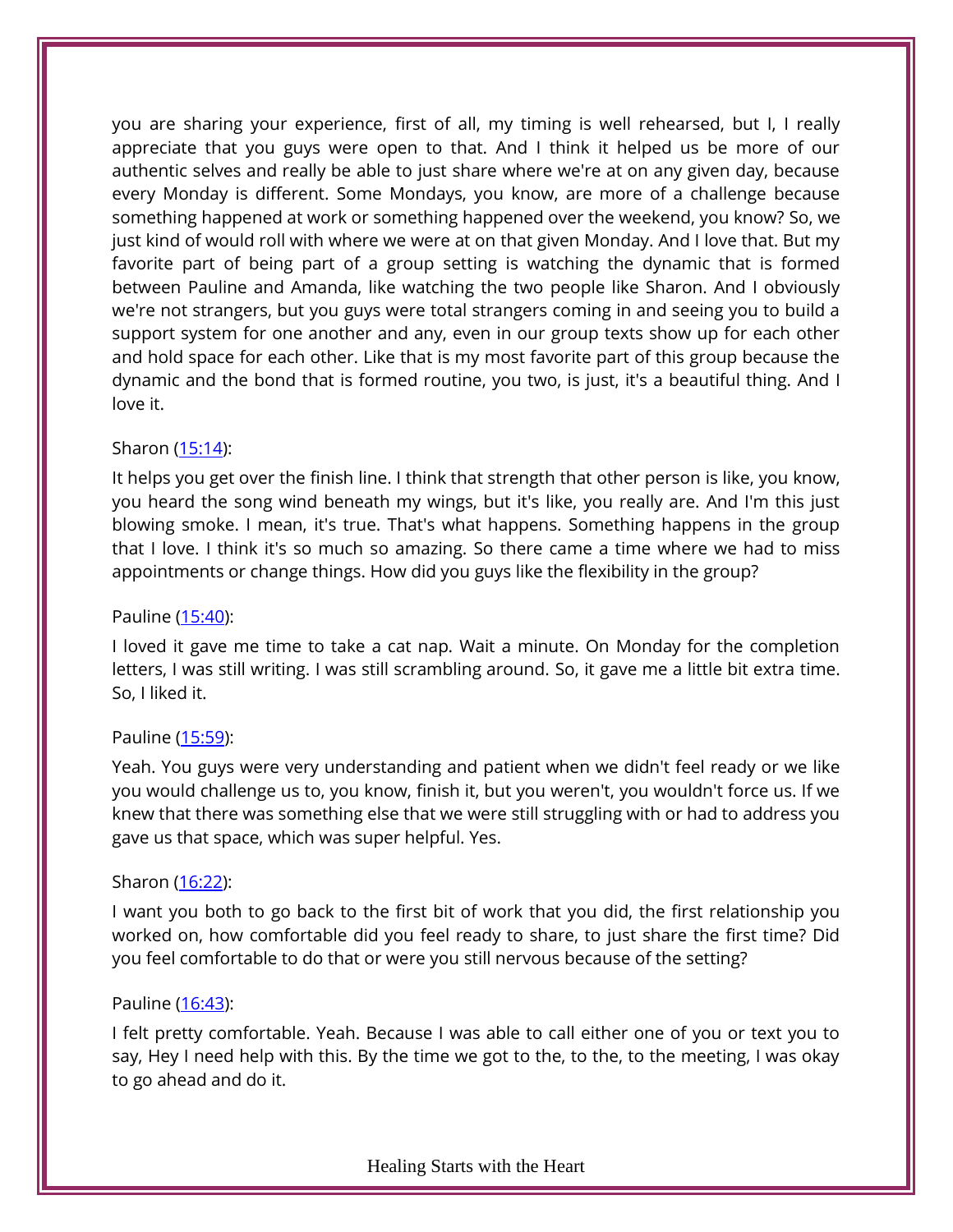you are sharing your experience, first of all, my timing is well rehearsed, but I, I really appreciate that you guys were open to that. And I think it helped us be more of our authentic selves and really be able to just share where we're at on any given day, because every Monday is different. Some Mondays, you know, are more of a challenge because something happened at work or something happened over the weekend, you know? So, we just kind of would roll with where we were at on that given Monday. And I love that. But my favorite part of being part of a group setting is watching the dynamic that is formed between Pauline and Amanda, like watching the two people like Sharon. And I obviously we're not strangers, but you guys were total strangers coming in and seeing you to build a support system for one another and any, even in our group texts show up for each other and hold space for each other. Like that is my most favorite part of this group because the dynamic and the bond that is formed routine, you two, is just, it's a beautiful thing. And I love it.

Sharon (15:14):

It helps you get over the finish line. I think that strength that other person is like, you know, you heard the song wind beneath my wings, but it's like, you really are. And I'm this just blowing smoke. I mean, it's true. That's what happens. Something happens in the group that I love. I think it's so much so amazing. So there came a time where we had to miss appointments or change things. How did you guys like the flexibility in the group?

Pauline (15:40):

I loved it gave me time to take a cat nap. Wait a minute. On Monday for the completion letters, I was still writing. I was still scrambling around. So, it gave me a little bit extra time. So, I liked it.

Pauline (15:59):

Yeah. You guys were very understanding and patient when we didn't feel ready or we like you would challenge us to, you know, finish it, but you weren't, you wouldn't force us. If we knew that there was something else that we were still struggling with or had to address you gave us that space, which was super helpful. Yes.

Sharon (16:22):

I want you both to go back to the first bit of work that you did, the first relationship you worked on, how comfortable did you feel ready to share, to just share the first time? Did you feel comfortable to do that or were you still nervous because of the setting?

Pauline (16:43):

I felt pretty comfortable. Yeah. Because I was able to call either one of you or text you to say, Hey I need help with this. By the time we got to the, to the, to the meeting, I was okay to go ahead and do it.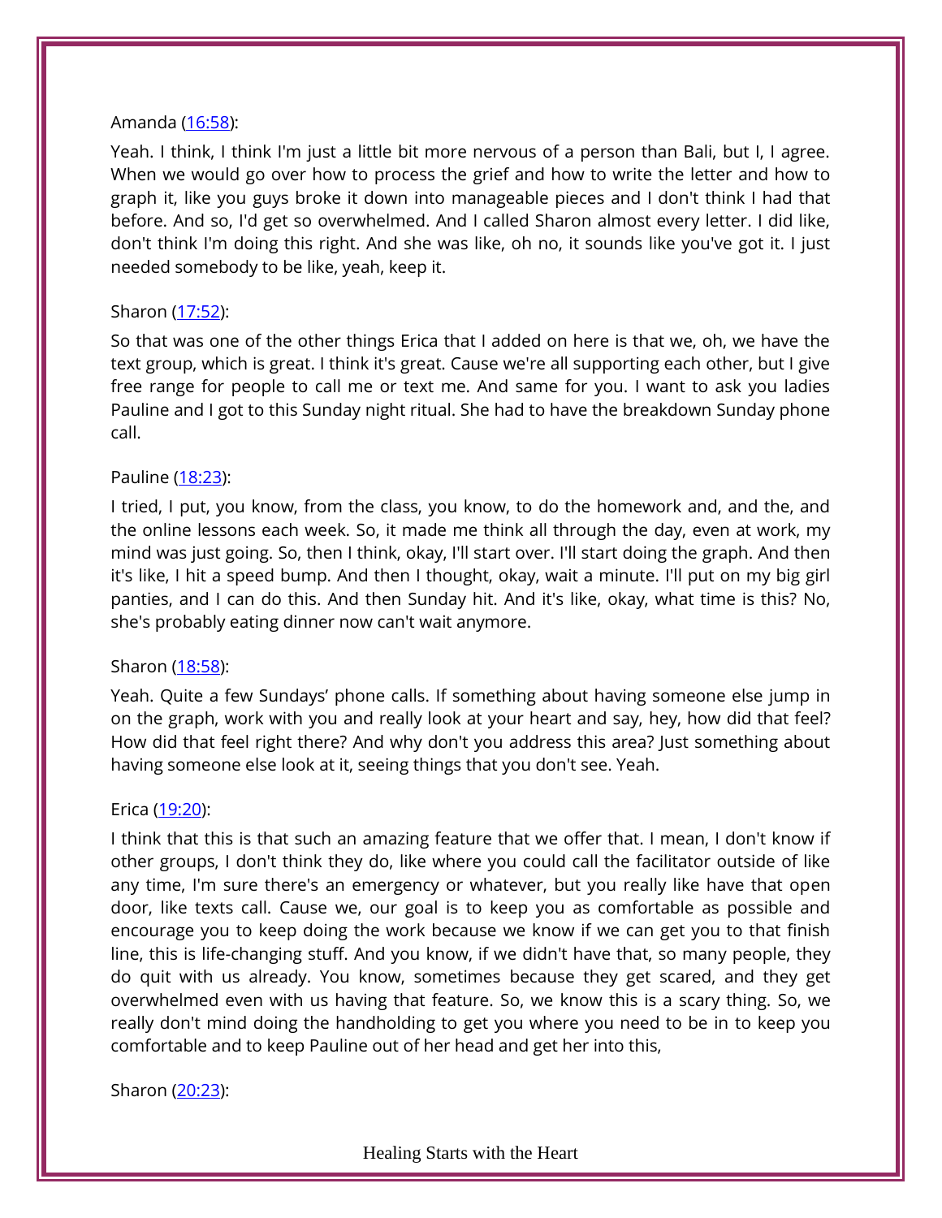Amanda ([16:58](#)):

Yeah. I think, I think I'm just a little bit more nervous of a person than Bali, but I, I agree. When we would go over how to process the grief and how to write the letter and how to graph it, like you guys broke it down into manageable pieces and I don't think I had that before. And so, I'd get so overwhelmed. And I called Sharon almost every letter. I did like, don't think I'm doing this right. And she was like, oh no, it sounds like you've got it. I just needed somebody to be like, yeah, keep it.

Sharon ([17:52](#)):

So that was one of the other things Erica that I added on here is that we, oh, we have the text group, which is great. I think it's great. Cause we're all supporting each other, but I give free range for people to call me or text me. And same for you. I want to ask you ladies Pauline and I got to this Sunday night ritual. She had to have the breakdown Sunday phone call.

Pauline ([18:23](#)):

I tried, I put, you know, from the class, you know, to do the homework and, and the, and the online lessons each week. So, it made me think all through the day, even at work, my mind was just going. So, then I think, okay, I'll start over. I'll start doing the graph. And then it's like, I hit a speed bump. And then I thought, okay, wait a minute. I'll put on my big girl panties, and I can do this. And then Sunday hit. And it's like, okay, what time is this? No, she's probably eating dinner now can't wait anymore.

Sharon ([18:58](#)):

Yeah. Quite a few Sundays' phone calls. If something about having someone else jump in on the graph, work with you and really look at your heart and say, hey, how did that feel? How did that feel right there? And why don't you address this area? Just something about having someone else look at it, seeing things that you don't see. Yeah.

Erica ([19:20](#)):

I think that this is that such an amazing feature that we offer that. I mean, I don't know if other groups, I don't think they do, like where you could call the facilitator outside of like any time, I'm sure there's an emergency or whatever, but you really like have that open door, like texts call. Cause we, our goal is to keep you as comfortable as possible and encourage you to keep doing the work because we know if we can get you to that finish line, this is life-changing stuff. And you know, if we didn't have that, so many people, they do quit with us already. You know, sometimes because they get scared, and they get overwhelmed even with us having that feature. So, we know this is a scary thing. So, we really don't mind doing the handholding to get you where you need to be in to keep you comfortable and to keep Pauline out of her head and get her into this,

Sharon ([20:23](#)):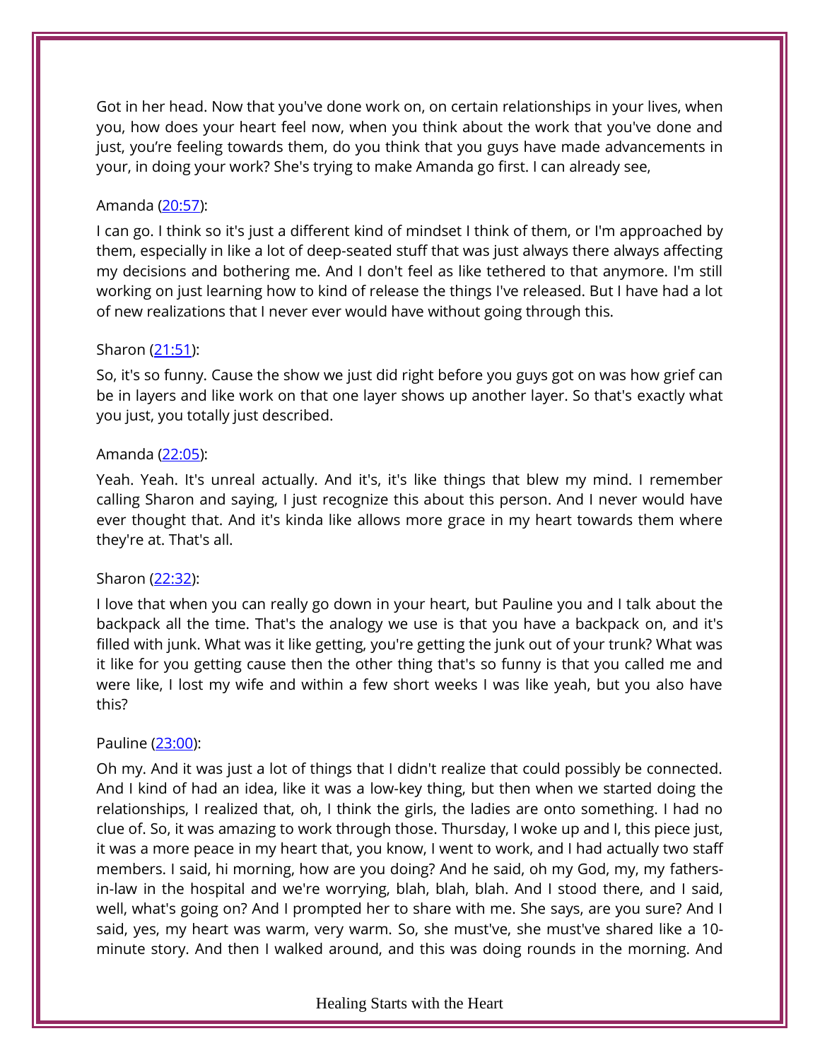Got in her head. Now that you've done work on, on certain relationships in your lives, when you, how does your heart feel now, when you think about the work that you've done and just, you're feeling towards them, do you think that you guys have made advancements in your, in doing your work? She's trying to make Amanda go first. I can already see,

Amanda ([20:57]):

I can go. I think so it's just a different kind of mindset I think of them, or I'm approached by them, especially in like a lot of deep-seated stuff that was just always there always affecting my decisions and bothering me. And I don't feel as like tethered to that anymore. I'm still working on just learning how to kind of release the things I've released. But I have had a lot of new realizations that I never ever would have without going through this.

Sharon ([21:51]):

So, it's so funny. Cause the show we just did right before you guys got on was how grief can be in layers and like work on that one layer shows up another layer. So that's exactly what you just, you totally just described.

Amanda ([22:05]):

Yeah. Yeah. It's unreal actually. And it's, it's like things that blew my mind. I remember calling Sharon and saying, I just recognize this about this person. And I never would have ever thought that. And it's kinda like allows more grace in my heart towards them where they're at. That's all.

Sharon ([22:32]):

I love that when you can really go down in your heart, but Pauline you and I talk about the backpack all the time. That's the analogy we use is that you have a backpack on, and it's filled with junk. What was it like getting, you're getting the junk out of your trunk? What was it like for you getting cause then the other thing that's so funny is that you called me and were like, I lost my wife and within a few short weeks I was like yeah, but you also have this?

Pauline ([23:00]):

Oh my. And it was just a lot of things that I didn't realize that could possibly be connected. And I kind of had an idea, like it was a low-key thing, but then when we started doing the relationships, I realized that, oh, I think the girls, the ladies are onto something. I had no clue of. So, it was amazing to work through those. Thursday, I woke up and I, this piece just, it was a more peace in my heart that, you know, I went to work, and I had actually two staff members. I said, hi morning, how are you doing? And he said, oh my God, my, my fathers-in-law in the hospital and we're worrying, blah, blah, blah. And I stood there, and I said, well, what's going on? And I prompted her to share with me. She says, are you sure? And I said, yes, my heart was warm, very warm. So, she must've, she must've shared like a 10-minute story. And then I walked around, and this was doing rounds in the morning. And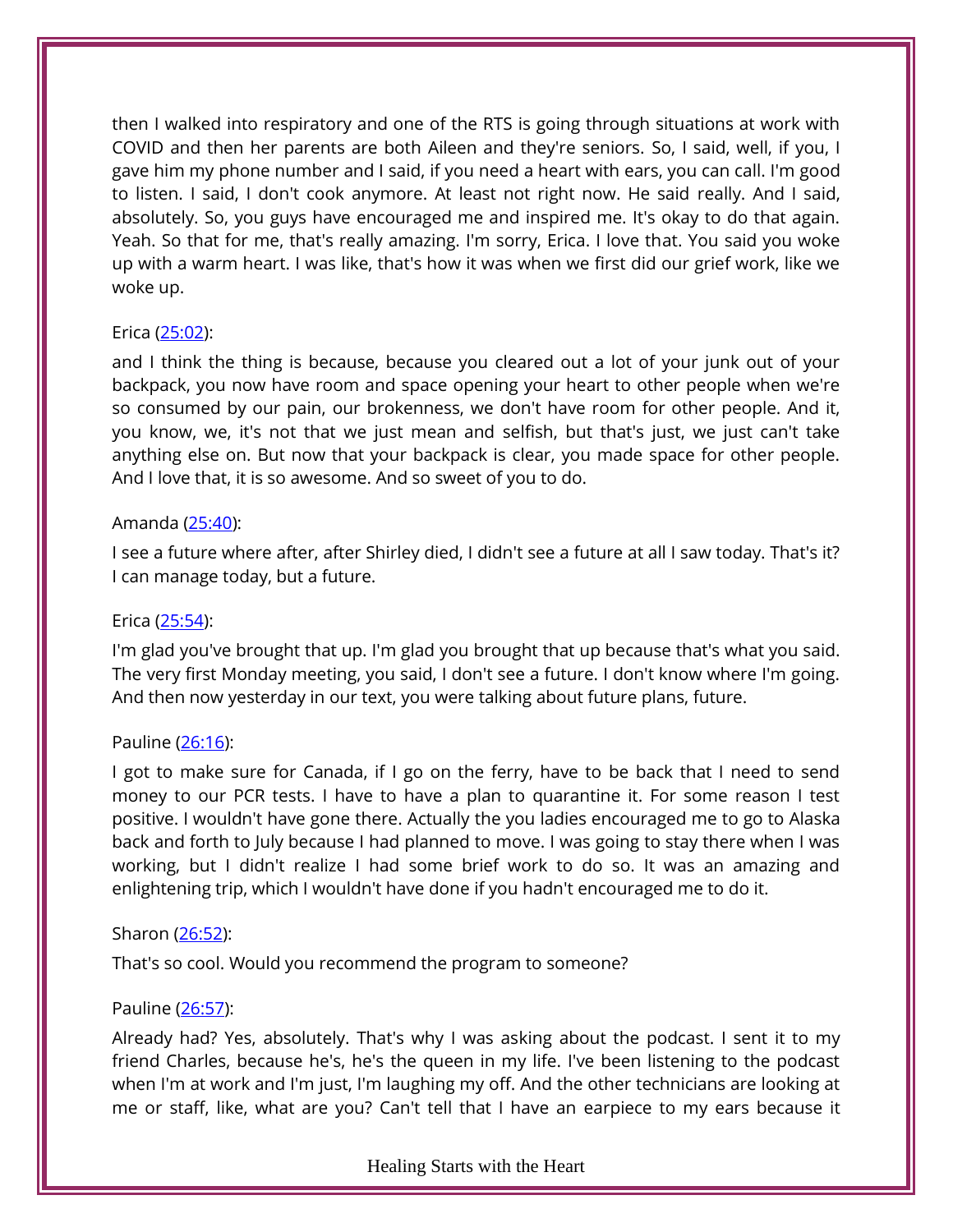then I walked into respiratory and one of the RTS is going through situations at work with COVID and then her parents are both Aileen and they're seniors. So, I said, well, if you, I gave him my phone number and I said, if you need a heart with ears, you can call. I'm good to listen. I said, I don't cook anymore. At least not right now. He said really. And I said, absolutely. So, you guys have encouraged me and inspired me. It's okay to do that again. Yeah. So that for me, that's really amazing. I'm sorry, Erica. I love that. You said you woke up with a warm heart. I was like, that's how it was when we first did our grief work, like we woke up.

Erica ([25:02]):

and I think the thing is because, because you cleared out a lot of your junk out of your backpack, you now have room and space opening your heart to other people when we're so consumed by our pain, our brokenness, we don't have room for other people. And it, you know, we, it's not that we just mean and selfish, but that's just, we just can't take anything else on. But now that your backpack is clear, you made space for other people. And I love that, it is so awesome. And so sweet of you to do.

Amanda ([25:40]):

I see a future where after, after Shirley died, I didn't see a future at all I saw today. That's it? I can manage today, but a future.

Erica ([25:54]):

I'm glad you've brought that up. I'm glad you brought that up because that's what you said. The very first Monday meeting, you said, I don't see a future. I don't know where I'm going. And then now yesterday in our text, you were talking about future plans, future.

Pauline ([26:16]):

I got to make sure for Canada, if I go on the ferry, have to be back that I need to send money to our PCR tests. I have to have a plan to quarantine it. For some reason I test positive. I wouldn't have gone there. Actually the you ladies encouraged me to go to Alaska back and forth to July because I had planned to move. I was going to stay there when I was working, but I didn't realize I had some brief work to do so. It was an amazing and enlightening trip, which I wouldn't have done if you hadn't encouraged me to do it.

Sharon ([26:52]):

That's so cool. Would you recommend the program to someone?

Pauline ([26:57]):

Already had? Yes, absolutely. That's why I was asking about the podcast. I sent it to my friend Charles, because he's, he's the queen in my life. I've been listening to the podcast when I'm at work and I'm just, I'm laughing my off. And the other technicians are looking at me or staff, like, what are you? Can't tell that I have an earpiece to my ears because it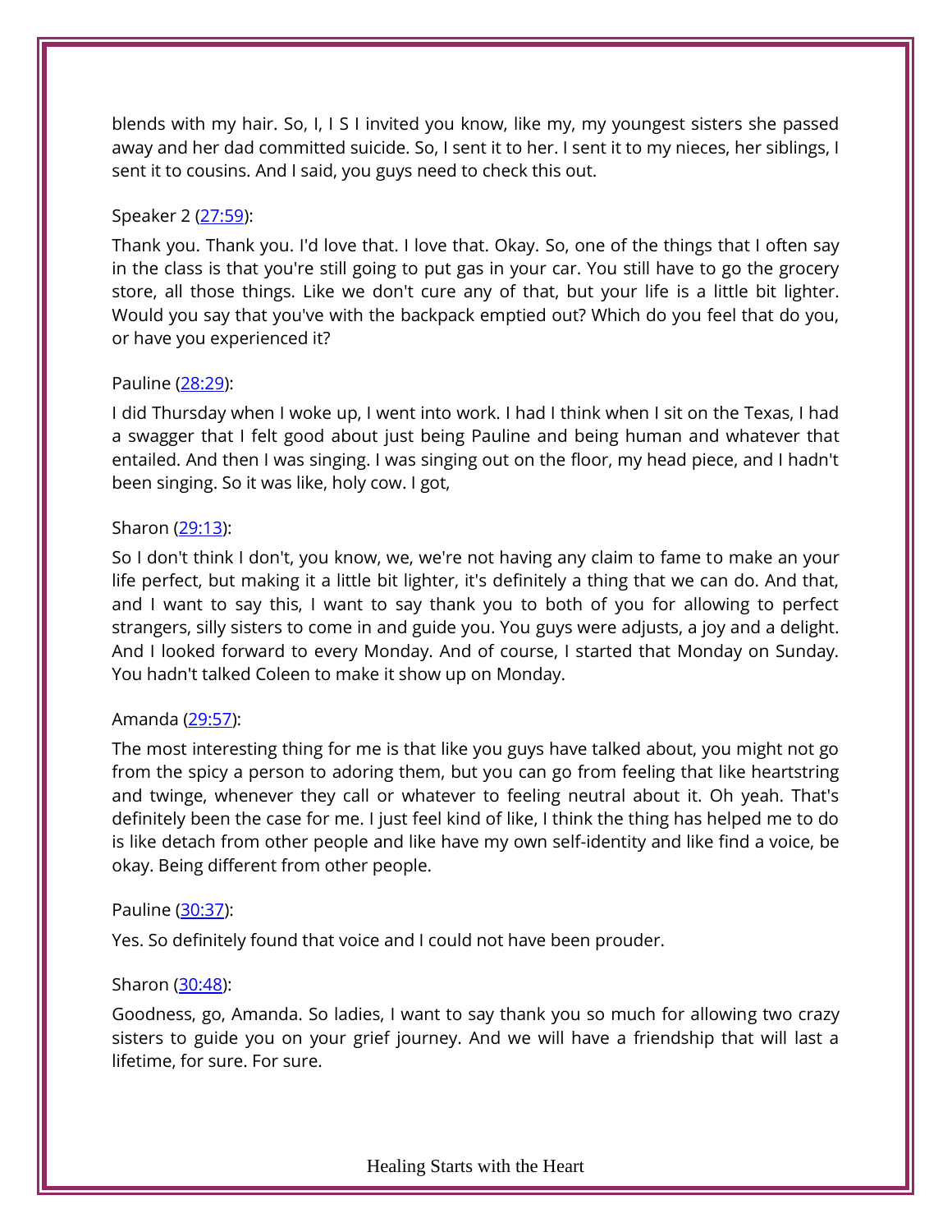blends with my hair. So, I, I S I invited you know, like my, my youngest sisters she passed away and her dad committed suicide. So, I sent it to her. I sent it to my nieces, her siblings, I sent it to cousins. And I said, you guys need to check this out.

Speaker 2 ([27:59](#)):

Thank you. Thank you. I'd love that. I love that. Okay. So, one of the things that I often say in the class is that you're still going to put gas in your car. You still have to go the grocery store, all those things. Like we don't cure any of that, but your life is a little bit lighter. Would you say that you've with the backpack emptied out? Which do you feel that do you, or have you experienced it?

Pauline ([28:29](#)):

I did Thursday when I woke up, I went into work. I had I think when I sit on the Texas, I had a swagger that I felt good about just being Pauline and being human and whatever that entailed. And then I was singing. I was singing out on the floor, my head piece, and I hadn't been singing. So it was like, holy cow. I got,

Sharon ([29:13](#)):

So I don't think I don't, you know, we, we're not having any claim to fame to make an your life perfect, but making it a little bit lighter, it's definitely a thing that we can do. And that, and I want to say this, I want to say thank you to both of you for allowing to perfect strangers, silly sisters to come in and guide you. You guys were adjusts, a joy and a delight. And I looked forward to every Monday. And of course, I started that Monday on Sunday. You hadn't talked Coleen to make it show up on Monday.

Amanda ([29:57](#)):

The most interesting thing for me is that like you guys have talked about, you might not go from the spicy a person to adoring them, but you can go from feeling that like heartstring and twinge, whenever they call or whatever to feeling neutral about it. Oh yeah. That's definitely been the case for me. I just feel kind of like, I think the thing has helped me to do is like detach from other people and like have my own self-identity and like find a voice, be okay. Being different from other people.

Pauline ([30:37](#)):

Yes. So definitely found that voice and I could not have been prouder.

Sharon ([30:48](#)):

Goodness, go, Amanda. So ladies, I want to say thank you so much for allowing two crazy sisters to guide you on your grief journey. And we will have a friendship that will last a lifetime, for sure. For sure.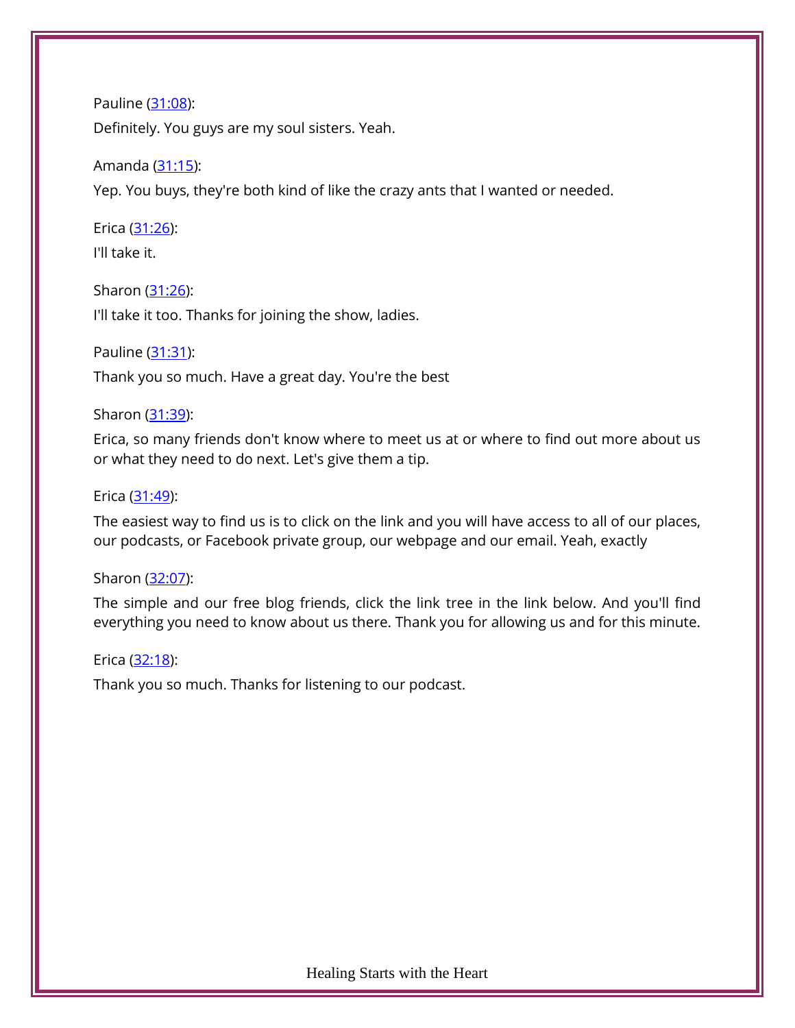Pauline ([31:08](#)):

Definitely. You guys are my soul sisters. Yeah.

Amanda ([31:15](#)):

Yep. You buys, they're both kind of like the crazy ants that I wanted or needed.

Erica ([31:26](#)):

I'll take it.

Sharon ([31:26](#)):

I'll take it too. Thanks for joining the show, ladies.

Pauline ([31:31](#)):

Thank you so much. Have a great day. You're the best

Sharon ([31:39](#)):

Erica, so many friends don't know where to meet us at or where to find out more about us or what they need to do next. Let's give them a tip.

Erica ([31:49](#)):

The easiest way to find us is to click on the link and you will have access to all of our places, our podcasts, or Facebook private group, our webpage and our email. Yeah, exactly

Sharon ([32:07](#)):

The simple and our free blog friends, click the link tree in the link below. And you'll find everything you need to know about us there. Thank you for allowing us and for this minute.

Erica ([32:18](#)):

Thank you so much. Thanks for listening to our podcast.